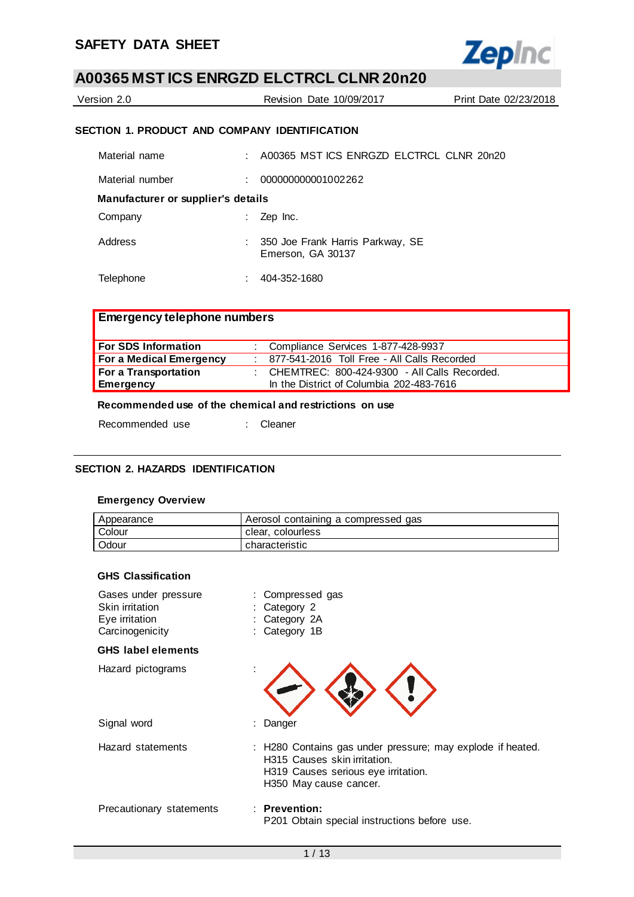# SAFETY DATA SHEET

## A00365 MST ICS ENRGZD ELCTRCL CLNR 20n20

Version 2.0 | Revision Date 10/09/2017 | Print Date 02/23/2018

### SECTION 1. PRODUCT AND COMPANY IDENTIFICATION

Material name : A00365 MST ICS ENRGZD ELCTRCL CLNR 20n20

Material number : 000000000001002262

**Manufacturer or supplier's details**

Company : Zep Inc.

Address : 350 Joe Frank Harris Parkway, SE
Emerson, GA 30137

Telephone : 404-352-1680

| **Emergency telephone numbers** | |
|---|---|
| **For SDS Information** | : Compliance Services 1-877-428-9937 |
| **For a Medical Emergency** | : 877-541-2016 Toll Free - All Calls Recorded |
| **For a Transportation Emergency** | : CHEMTREC: 800-424-9300 - All Calls Recorded. In the District of Columbia 202-483-7616 |

**Recommended use of the chemical and restrictions on use**

Recommended use : Cleaner

### SECTION 2. HAZARDS IDENTIFICATION

**Emergency Overview**

| Appearance | Aerosol containing a compressed gas |
|---|---|
| Colour | clear, colourless |
| Odour | characteristic |

**GHS Classification**

Gases under pressure : Compressed gas
Skin irritation : Category 2
Eye irritation : Category 2A
Carcinogenicity : Category 1B

**GHS label elements**

Hazard pictograms :

Signal word : Danger

Hazard statements : H280 Contains gas under pressure; may explode if heated.
H315 Causes skin irritation.
H319 Causes serious eye irritation.
H350 May cause cancer.

Precautionary statements : **Prevention:**
P201 Obtain special instructions before use.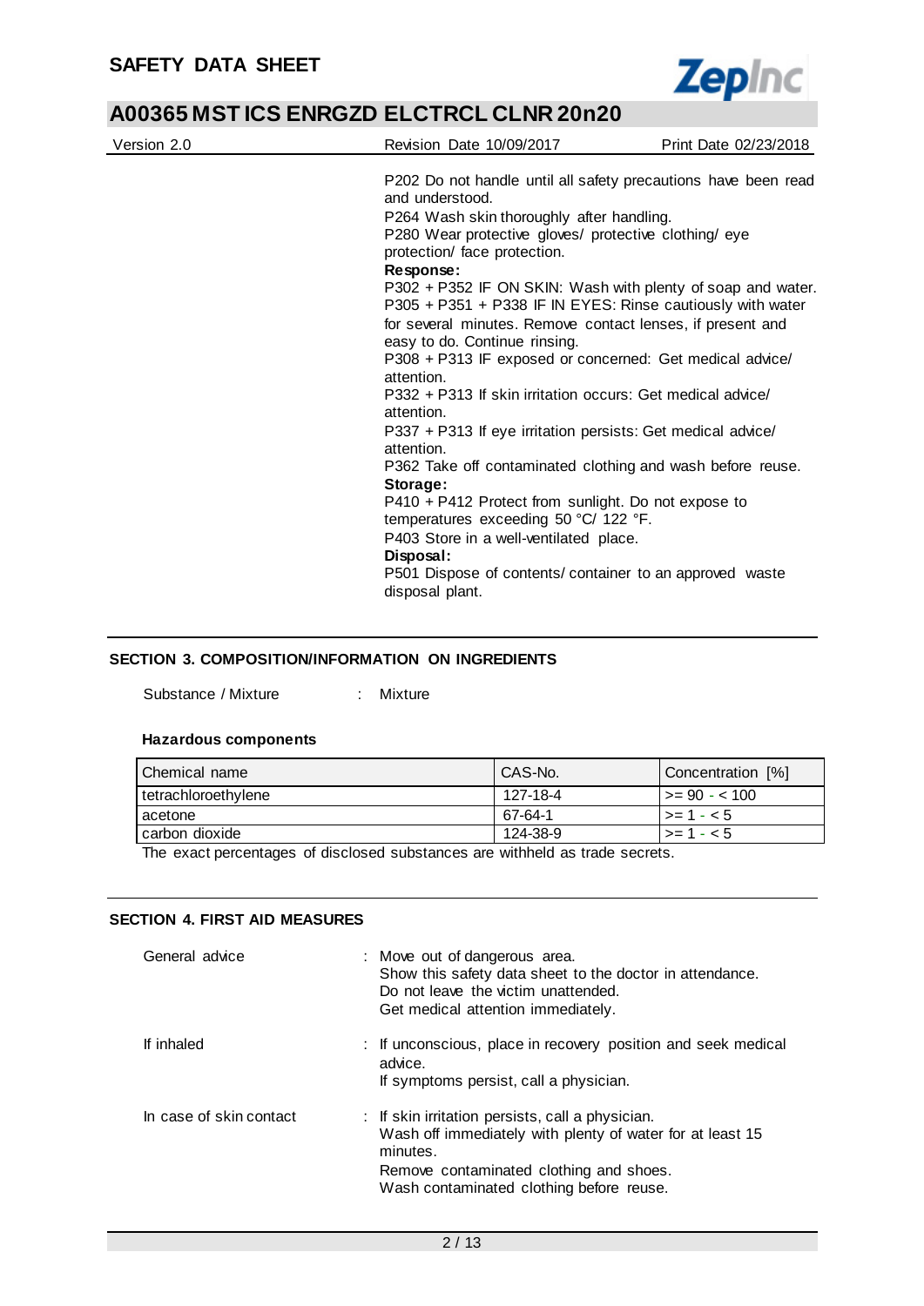P202 Do not handle until all safety precautions have been read and understood.
P264 Wash skin thoroughly after handling.
P280 Wear protective gloves/ protective clothing/ eye protection/ face protection.

**Response:**

P302 + P352 IF ON SKIN: Wash with plenty of soap and water.
P305 + P351 + P338 IF IN EYES: Rinse cautiously with water for several minutes. Remove contact lenses, if present and easy to do. Continue rinsing.
P308 + P313 IF exposed or concerned: Get medical advice/ attention.
P332 + P313 If skin irritation occurs: Get medical advice/ attention.
P337 + P313 If eye irritation persists: Get medical advice/ attention.
P362 Take off contaminated clothing and wash before reuse.

**Storage:**

P410 + P412 Protect from sunlight. Do not expose to temperatures exceeding 50 °C/ 122 °F.
P403 Store in a well-ventilated place.

**Disposal:**

P501 Dispose of contents/ container to an approved waste disposal plant.

## SECTION 3. COMPOSITION/INFORMATION ON INGREDIENTS

Substance / Mixture : Mixture

**Hazardous components**

| Chemical name | CAS-No. | Concentration [%] |
|---|---|---|
| tetrachloroethylene | 127-18-4 | >= 90 - < 100 |
| acetone | 67-64-1 | >= 1 - < 5 |
| carbon dioxide | 124-38-9 | >= 1 - < 5 |

The exact percentages of disclosed substances are withheld as trade secrets.

## SECTION 4. FIRST AID MEASURES

General advice : Move out of dangerous area.
Show this safety data sheet to the doctor in attendance.
Do not leave the victim unattended.
Get medical attention immediately.

If inhaled : If unconscious, place in recovery position and seek medical advice.
If symptoms persist, call a physician.

In case of skin contact : If skin irritation persists, call a physician.
Wash off immediately with plenty of water for at least 15 minutes.
Remove contaminated clothing and shoes.
Wash contaminated clothing before reuse.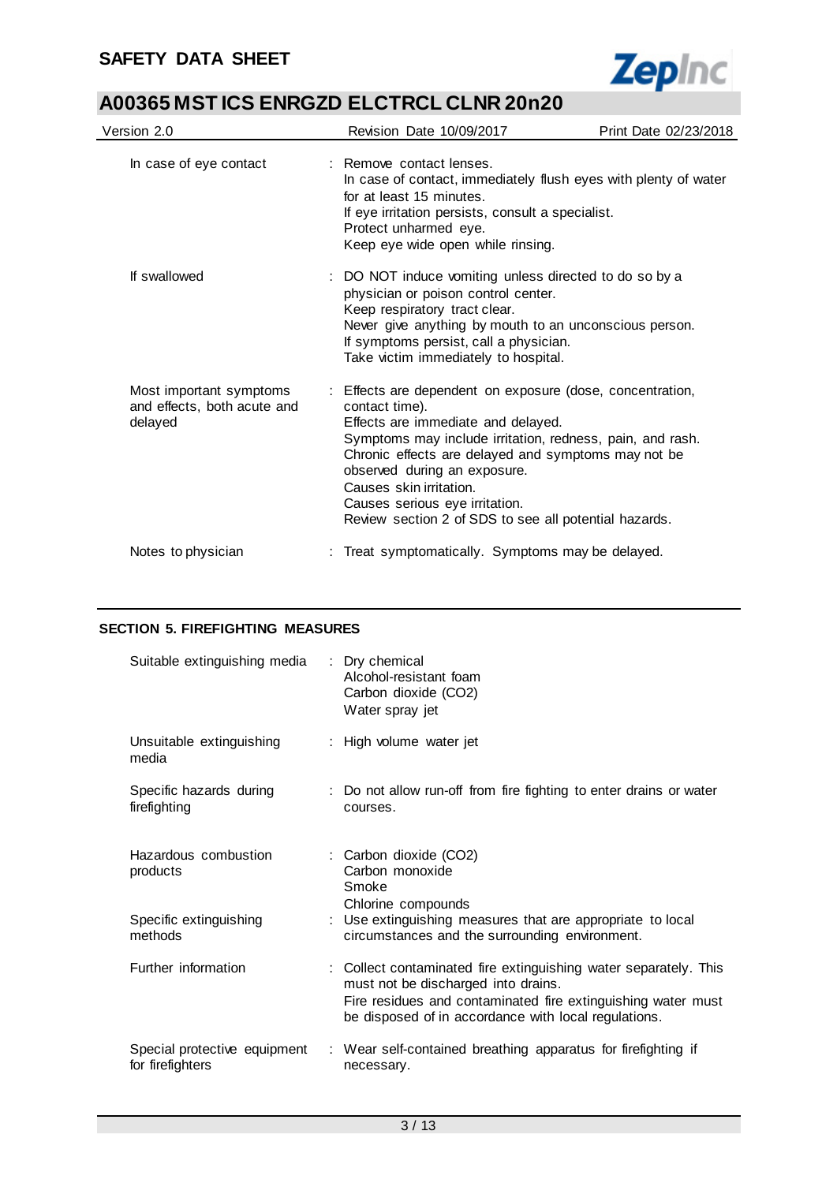| | |
|---|---|
| In case of eye contact | : Remove contact lenses.<br>In case of contact, immediately flush eyes with plenty of water for at least 15 minutes.<br>If eye irritation persists, consult a specialist.<br>Protect unharmed eye.<br>Keep eye wide open while rinsing. |
| If swallowed | : DO NOT induce vomiting unless directed to do so by a physician or poison control center.<br>Keep respiratory tract clear.<br>Never give anything by mouth to an unconscious person.<br>If symptoms persist, call a physician.<br>Take victim immediately to hospital. |
| Most important symptoms and effects, both acute and delayed | : Effects are dependent on exposure (dose, concentration, contact time).<br>Effects are immediate and delayed.<br>Symptoms may include irritation, redness, pain, and rash.<br>Chronic effects are delayed and symptoms may not be observed during an exposure.<br>Causes skin irritation.<br>Causes serious eye irritation.<br>Review section 2 of SDS to see all potential hazards. |
| Notes to physician | : Treat symptomatically. Symptoms may be delayed. |

## SECTION 5. FIREFIGHTING MEASURES

| | |
|---|---|
| Suitable extinguishing media | : Dry chemical<br>Alcohol-resistant foam<br>Carbon dioxide ($CO_2$)<br>Water spray jet |
| Unsuitable extinguishing media | : High volume water jet |
| Specific hazards during firefighting | : Do not allow run-off from fire fighting to enter drains or water courses. |
| Hazardous combustion products | : Carbon dioxide ($CO_2$)<br>Carbon monoxide<br>Smoke<br>Chlorine compounds |
| Specific extinguishing methods | : Use extinguishing measures that are appropriate to local circumstances and the surrounding environment. |
| Further information | : Collect contaminated fire extinguishing water separately. This must not be discharged into drains.<br>Fire residues and contaminated fire extinguishing water must be disposed of in accordance with local regulations. |
| Special protective equipment for firefighters | : Wear self-contained breathing apparatus for firefighting if necessary. |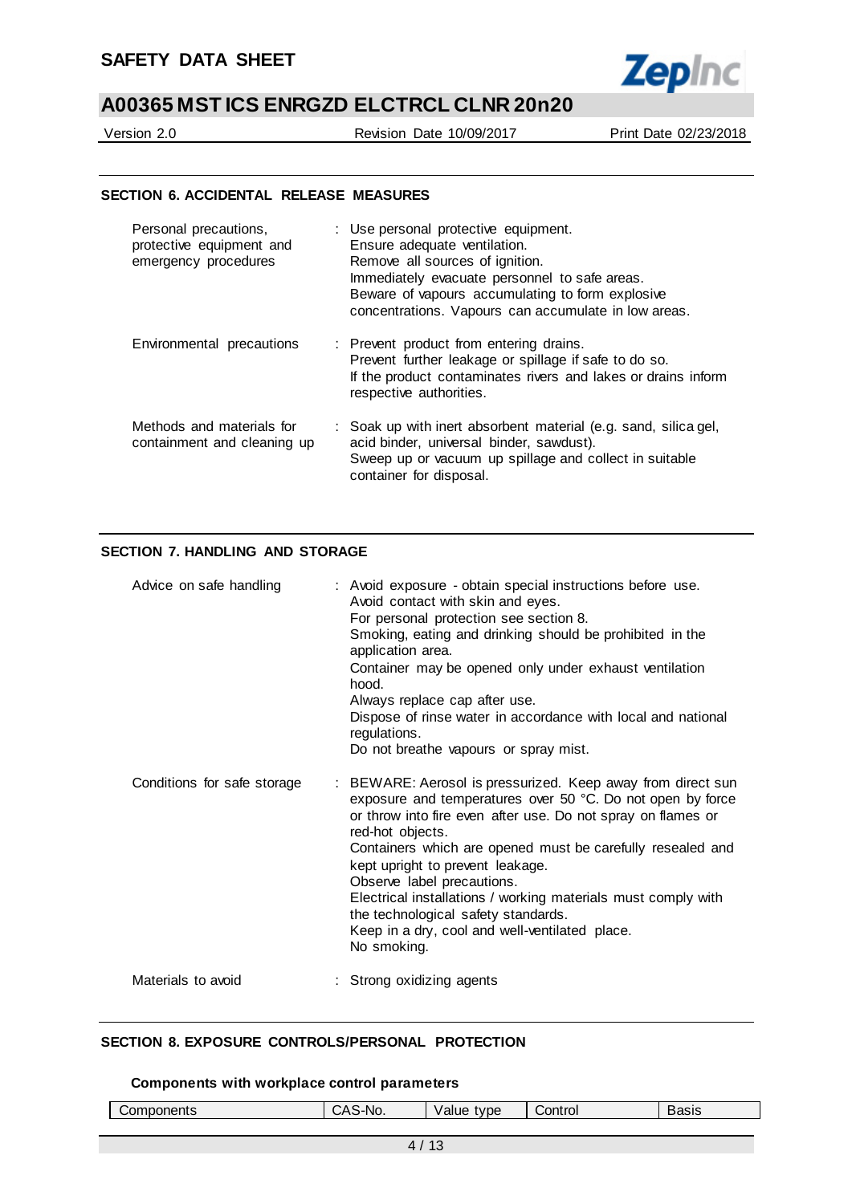## SECTION 6. ACCIDENTAL RELEASE MEASURES

| | |
|---|---|
| Personal precautions, protective equipment and emergency procedures | : Use personal protective equipment.<br>Ensure adequate ventilation.<br>Remove all sources of ignition.<br>Immediately evacuate personnel to safe areas.<br>Beware of vapours accumulating to form explosive concentrations. Vapours can accumulate in low areas. |
| Environmental precautions | : Prevent product from entering drains.<br>Prevent further leakage or spillage if safe to do so.<br>If the product contaminates rivers and lakes or drains inform respective authorities. |
| Methods and materials for containment and cleaning up | : Soak up with inert absorbent material (e.g. sand, silica gel, acid binder, universal binder, sawdust).<br>Sweep up or vacuum up spillage and collect in suitable container for disposal. |

## SECTION 7. HANDLING AND STORAGE

| | |
|---|---|
| Advice on safe handling | : Avoid exposure - obtain special instructions before use.<br>Avoid contact with skin and eyes.<br>For personal protection see section 8.<br>Smoking, eating and drinking should be prohibited in the application area.<br>Container may be opened only under exhaust ventilation hood.<br>Always replace cap after use.<br>Dispose of rinse water in accordance with local and national regulations.<br>Do not breathe vapours or spray mist. |
| Conditions for safe storage | : BEWARE: Aerosol is pressurized. Keep away from direct sun exposure and temperatures over 50 °C. Do not open by force or throw into fire even after use. Do not spray on flames or red-hot objects.<br>Containers which are opened must be carefully resealed and kept upright to prevent leakage.<br>Observe label precautions.<br>Electrical installations / working materials must comply with the technological safety standards.<br>Keep in a dry, cool and well-ventilated place.<br>No smoking. |
| Materials to avoid | : Strong oxidizing agents |

## SECTION 8. EXPOSURE CONTROLS/PERSONAL PROTECTION

### Components with workplace control parameters

| Components | CAS-No. | Value type | Control | Basis |
|---|---|---|---|---|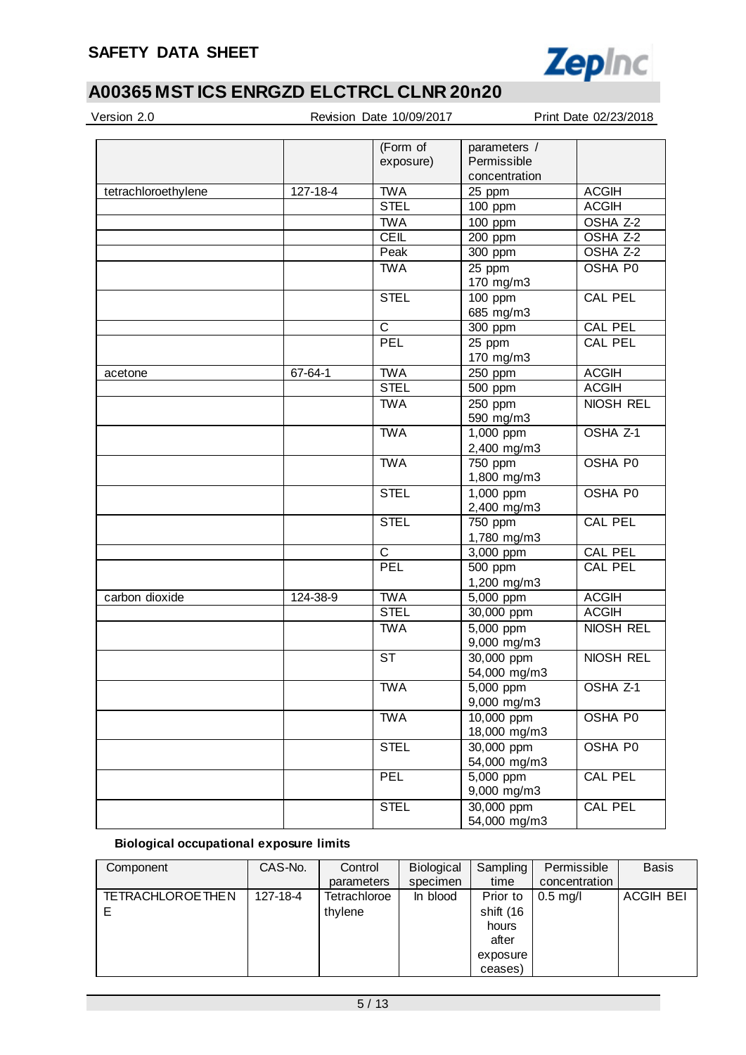| | | (Form of exposure) | parameters / Permissible concentration | |
|---|---|---|---|---|
| tetrachloroethylene | 127-18-4 | TWA | 25 ppm | ACGIH |
| | | STEL | 100 ppm | ACGIH |
| | | TWA | 100 ppm | OSHA Z-2 |
| | | CEIL | 200 ppm | OSHA Z-2 |
| | | Peak | 300 ppm | OSHA Z-2 |
| | | TWA | 25 ppm<br>170 mg/m3 | OSHA P0 |
| | | STEL | 100 ppm<br>685 mg/m3 | CAL PEL |
| | | C | 300 ppm | CAL PEL |
| | | PEL | 25 ppm<br>170 mg/m3 | CAL PEL |
| acetone | 67-64-1 | TWA | 250 ppm | ACGIH |
| | | STEL | 500 ppm | ACGIH |
| | | TWA | 250 ppm<br>590 mg/m3 | NIOSH REL |
| | | TWA | 1,000 ppm<br>2,400 mg/m3 | OSHA Z-1 |
| | | TWA | 750 ppm<br>1,800 mg/m3 | OSHA P0 |
| | | STEL | 1,000 ppm<br>2,400 mg/m3 | OSHA P0 |
| | | STEL | 750 ppm<br>1,780 mg/m3 | CAL PEL |
| | | C | 3,000 ppm | CAL PEL |
| | | PEL | 500 ppm<br>1,200 mg/m3 | CAL PEL |
| carbon dioxide | 124-38-9 | TWA | 5,000 ppm | ACGIH |
| | | STEL | 30,000 ppm | ACGIH |
| | | TWA | 5,000 ppm<br>9,000 mg/m3 | NIOSH REL |
| | | ST | 30,000 ppm<br>54,000 mg/m3 | NIOSH REL |
| | | TWA | 5,000 ppm<br>9,000 mg/m3 | OSHA Z-1 |
| | | TWA | 10,000 ppm<br>18,000 mg/m3 | OSHA P0 |
| | | STEL | 30,000 ppm<br>54,000 mg/m3 | OSHA P0 |
| | | PEL | 5,000 ppm<br>9,000 mg/m3 | CAL PEL |
| | | STEL | 30,000 ppm<br>54,000 mg/m3 | CAL PEL |

**Biological occupational exposure limits**

| Component | CAS-No. | Control parameters | Biological specimen | Sampling time | Permissible concentration | Basis |
|---|---|---|---|---|---|---|
| TETRACHLOROETHENE | 127-18-4 | Tetrachloroethylene | In blood | Prior to shift (16 hours after exposure ceases) | 0.5 mg/l | ACGIH BEI |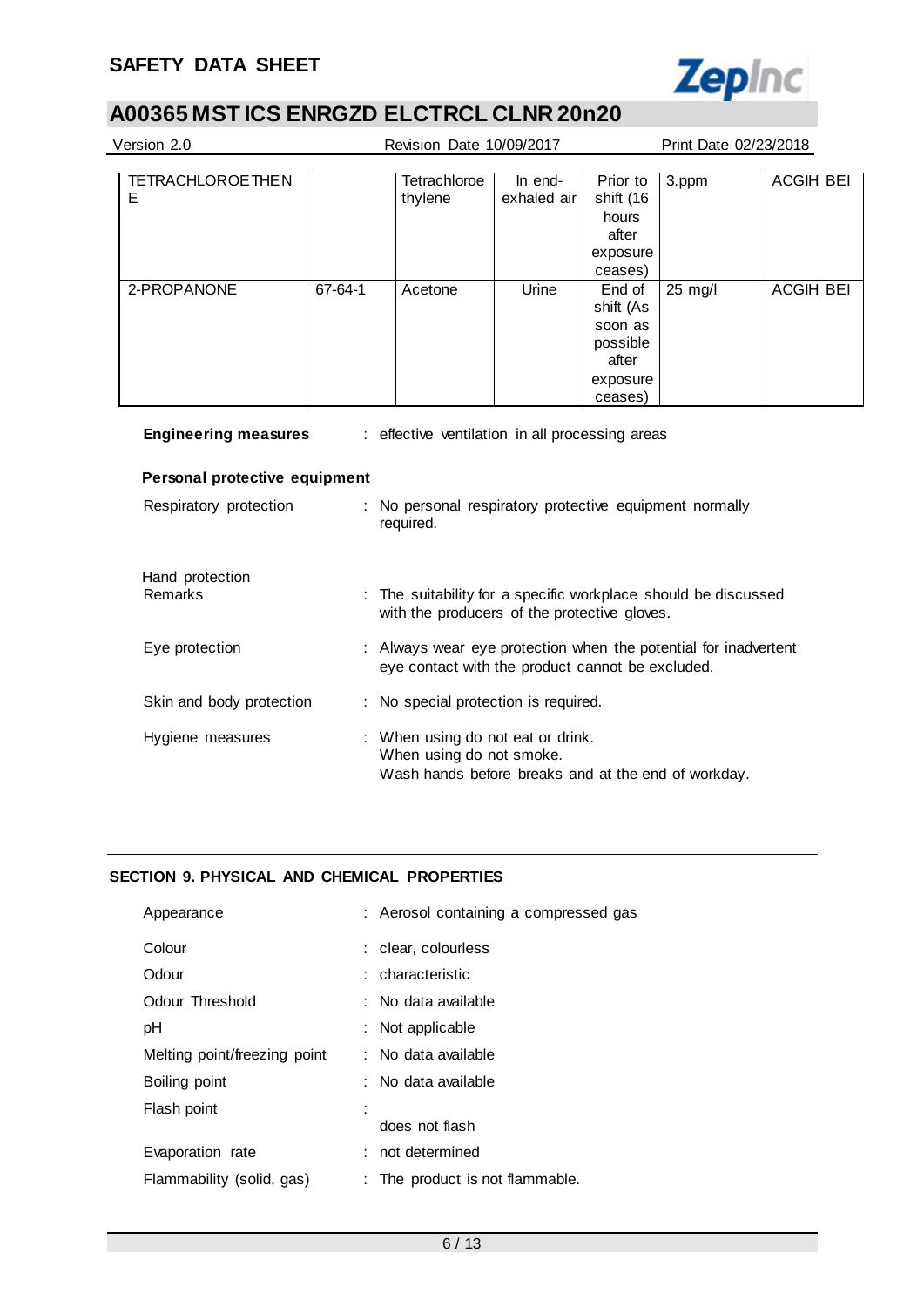| | | | | | | |
|---|---|---|---|---|---|---|
| TETRACHLOROETHENE | | Tetrachloroethylene | In end-exhaled air | Prior to shift (16 hours after exposure ceases) | 3.ppm | ACGIH BEI |
| 2-PROPANONE | 67-64-1 | Acetone | Urine | End of shift (As soon as possible after exposure ceases) | 25 mg/l | ACGIH BEI |

**Engineering measures** : effective ventilation in all processing areas

**Personal protective equipment**

Respiratory protection : No personal respiratory protective equipment normally required.

Hand protection
Remarks : The suitability for a specific workplace should be discussed with the producers of the protective gloves.

Eye protection : Always wear eye protection when the potential for inadvertent eye contact with the product cannot be excluded.

Skin and body protection : No special protection is required.

Hygiene measures : When using do not eat or drink.
When using do not smoke.
Wash hands before breaks and at the end of workday.

## SECTION 9. PHYSICAL AND CHEMICAL PROPERTIES

Appearance : Aerosol containing a compressed gas

Colour : clear, colourless

Odour : characteristic

Odour Threshold : No data available

pH : Not applicable

Melting point/freezing point : No data available

Boiling point : No data available

Flash point : does not flash

Evaporation rate : not determined

Flammability (solid, gas) : The product is not flammable.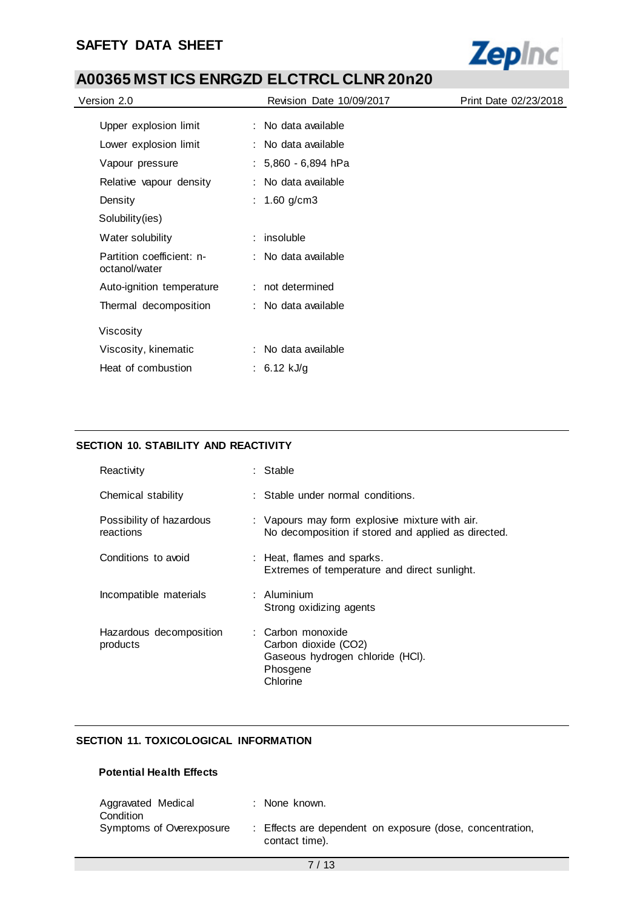| | |
|---|---|
| Upper explosion limit | : No data available |
| Lower explosion limit | : No data available |
| Vapour pressure | : 5,860 - 6,894 hPa |
| Relative vapour density | : No data available |
| Density | : 1.60 g/cm3 |
| Solubility(ies) | |
| Water solubility | : insoluble |
| Partition coefficient: n-octanol/water | : No data available |
| Auto-ignition temperature | : not determined |
| Thermal decomposition | : No data available |
| Viscosity | |
| Viscosity, kinematic | : No data available |
| Heat of combustion | : 6.12 kJ/g |

## SECTION 10. STABILITY AND REACTIVITY

| | |
|---|---|
| Reactivity | : Stable |
| Chemical stability | : Stable under normal conditions. |
| Possibility of hazardous reactions | : Vapours may form explosive mixture with air.<br>No decomposition if stored and applied as directed. |
| Conditions to avoid | : Heat, flames and sparks.<br>Extremes of temperature and direct sunlight. |
| Incompatible materials | : Aluminium<br>Strong oxidizing agents |
| Hazardous decomposition products | : Carbon monoxide<br>Carbon dioxide ($CO_2$)<br>Gaseous hydrogen chloride (HCl).<br>Phosgene<br>Chlorine |

## SECTION 11. TOXICOLOGICAL INFORMATION

### Potential Health Effects

| | |
|---|---|
| Aggravated Medical Condition | : None known. |
| Symptoms of Overexposure | : Effects are dependent on exposure (dose, concentration, contact time). |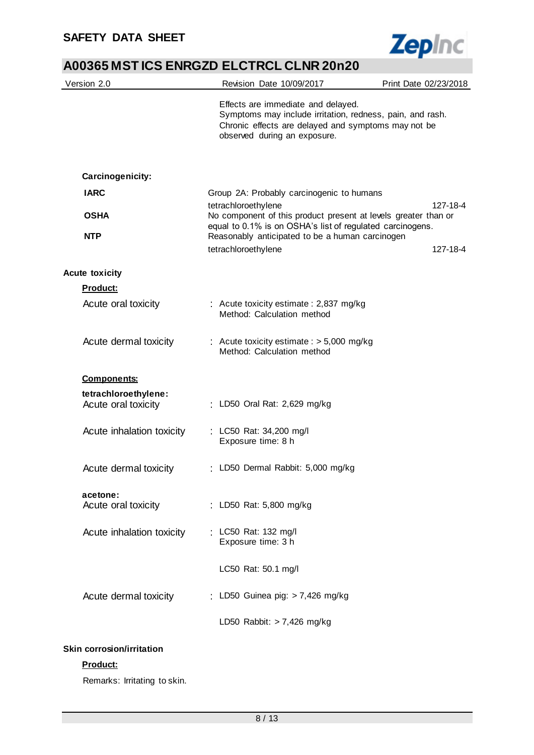Effects are immediate and delayed.
Symptoms may include irritation, redness, pain, and rash.
Chronic effects are delayed and symptoms may not be observed during an exposure.

**Carcinogenicity:**

| | | |
|---|---|---|
| **IARC** | Group 2A: Probably carcinogenic to humans | |
| | tetrachloroethylene | 127-18-4 |
| **OSHA** | No component of this product present at levels greater than or equal to 0.1% is on OSHA's list of regulated carcinogens. | |
| **NTP** | Reasonably anticipated to be a human carcinogen | |
| | tetrachloroethylene | 127-18-4 |

**Acute toxicity**

**Product:**

Acute oral toxicity : Acute toxicity estimate : 2,837 mg/kg
Method: Calculation method

Acute dermal toxicity : Acute toxicity estimate : > 5,000 mg/kg
Method: Calculation method

**Components:**

**tetrachloroethylene:**

Acute oral toxicity : LD50 Oral Rat: 2,629 mg/kg

Acute inhalation toxicity : LC50 Rat: 34,200 mg/l
Exposure time: 8 h

Acute dermal toxicity : LD50 Dermal Rabbit: 5,000 mg/kg

**acetone:**

Acute oral toxicity : LD50 Rat: 5,800 mg/kg

Acute inhalation toxicity : LC50 Rat: 132 mg/l
Exposure time: 3 h

LC50 Rat: 50.1 mg/l

Acute dermal toxicity : LD50 Guinea pig: > 7,426 mg/kg

LD50 Rabbit: > 7,426 mg/kg

**Skin corrosion/irritation**

**Product:**

Remarks: Irritating to skin.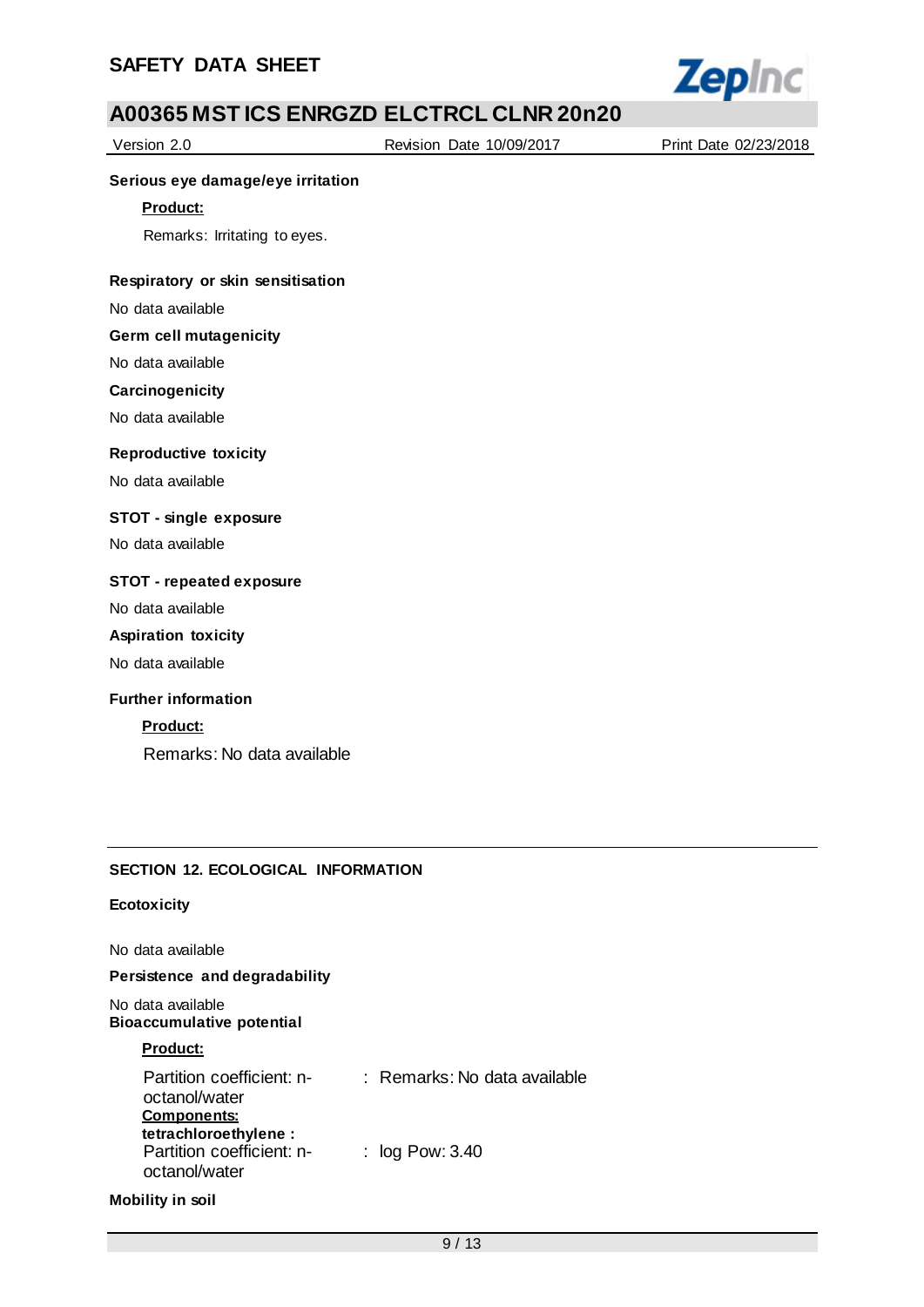**Serious eye damage/eye irritation**

**Product:**

Remarks: Irritating to eyes.

**Respiratory or skin sensitisation**

No data available

**Germ cell mutagenicity**

No data available

**Carcinogenicity**

No data available

**Reproductive toxicity**

No data available

**STOT - single exposure**

No data available

**STOT - repeated exposure**

No data available

**Aspiration toxicity**

No data available

**Further information**

**Product:**

Remarks: No data available

## SECTION 12. ECOLOGICAL INFORMATION

**Ecotoxicity**

No data available

**Persistence and degradability**

No data available

**Bioaccumulative potential**

**Product:**

Partition coefficient: n-octanol/water : Remarks: No data available

**Components:**

**tetrachloroethylene :**

Partition coefficient: n-octanol/water : log Pow: 3.40

**Mobility in soil**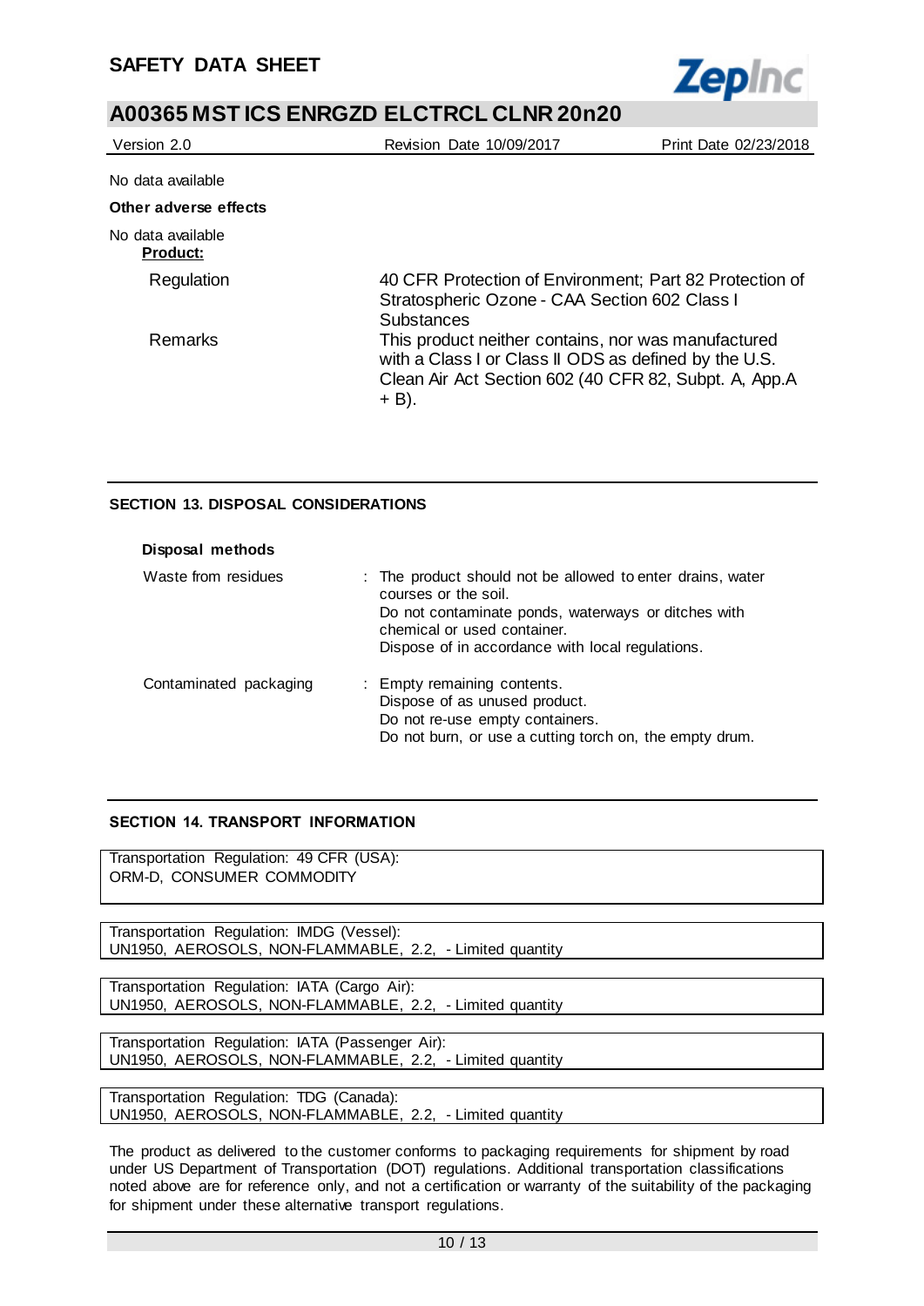No data available

**Other adverse effects**

No data available

**Product:**

| | |
|---|---|
| Regulation | 40 CFR Protection of Environment; Part 82 Protection of Stratospheric Ozone - CAA Section 602 Class I Substances |
| Remarks | This product neither contains, nor was manufactured with a Class I or Class II ODS as defined by the U.S. Clean Air Act Section 602 (40 CFR 82, Subpt. A, App.A + B). |

## SECTION 13. DISPOSAL CONSIDERATIONS

**Disposal methods**

| | |
|---|---|
| Waste from residues | : The product should not be allowed to enter drains, water courses or the soil. Do not contaminate ponds, waterways or ditches with chemical or used container. Dispose of in accordance with local regulations. |
| Contaminated packaging | : Empty remaining contents. Dispose of as unused product. Do not re-use empty containers. Do not burn, or use a cutting torch on, the empty drum. |

## SECTION 14. TRANSPORT INFORMATION

Transportation Regulation: 49 CFR (USA):
ORM-D, CONSUMER COMMODITY

Transportation Regulation: IMDG (Vessel):
UN1950, AEROSOLS, NON-FLAMMABLE, 2.2, - Limited quantity

Transportation Regulation: IATA (Cargo Air):
UN1950, AEROSOLS, NON-FLAMMABLE, 2.2, - Limited quantity

Transportation Regulation: IATA (Passenger Air):
UN1950, AEROSOLS, NON-FLAMMABLE, 2.2, - Limited quantity

Transportation Regulation: TDG (Canada):
UN1950, AEROSOLS, NON-FLAMMABLE, 2.2, - Limited quantity

The product as delivered to the customer conforms to packaging requirements for shipment by road under US Department of Transportation (DOT) regulations. Additional transportation classifications noted above are for reference only, and not a certification or warranty of the suitability of the packaging for shipment under these alternative transport regulations.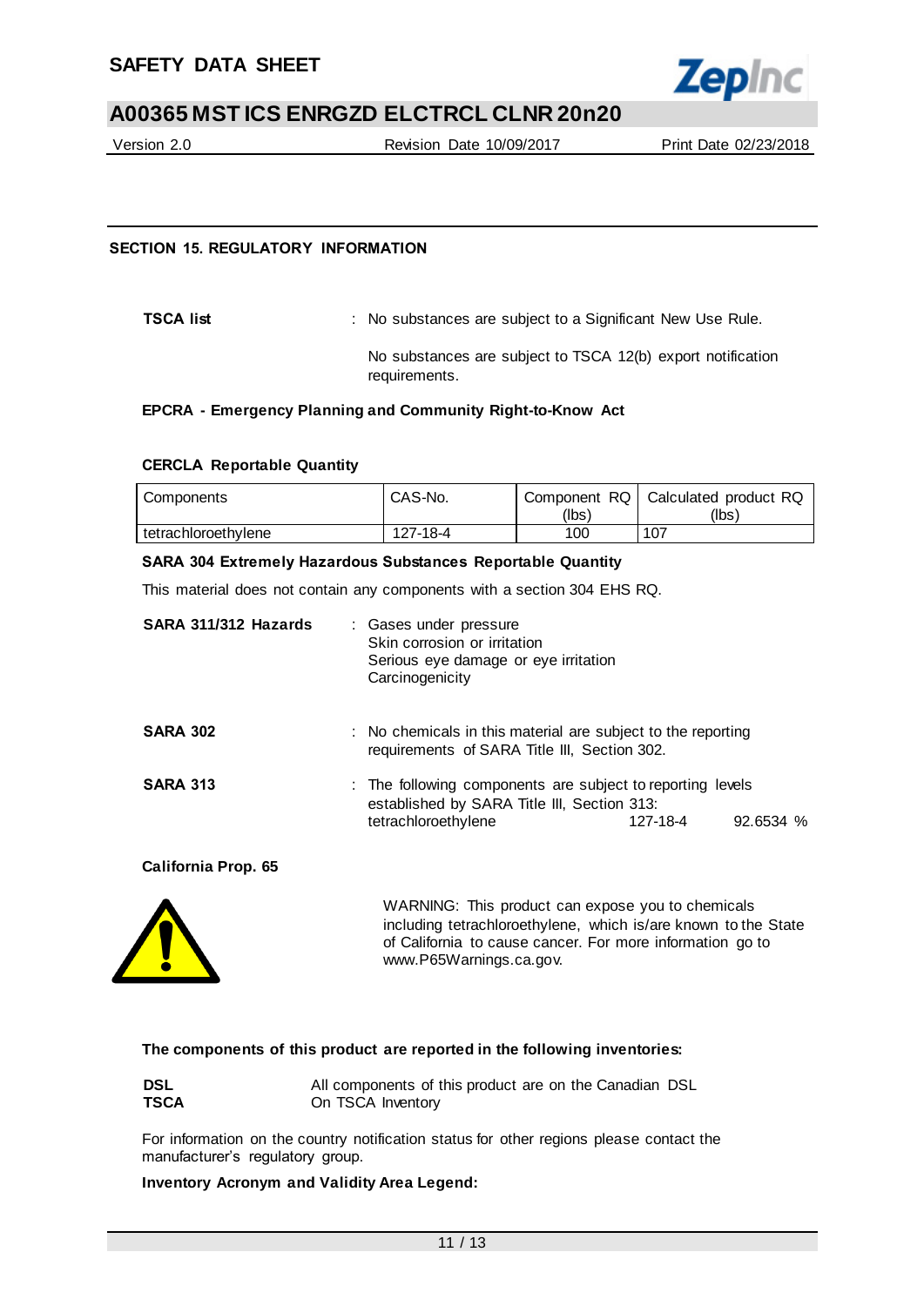## SECTION 15. REGULATORY INFORMATION

**TSCA list** : No substances are subject to a Significant New Use Rule.

No substances are subject to TSCA 12(b) export notification requirements.

### EPCRA - Emergency Planning and Community Right-to-Know Act

**CERCLA Reportable Quantity**

| Components | CAS-No. | Component RQ (lbs) | Calculated product RQ (lbs) |
|---|---|---|---|
| tetrachloroethylene | 127-18-4 | 100 | 107 |

**SARA 304 Extremely Hazardous Substances Reportable Quantity**

This material does not contain any components with a section 304 EHS RQ.

**SARA 311/312 Hazards** : Gases under pressure
Skin corrosion or irritation
Serious eye damage or eye irritation
Carcinogenicity

**SARA 302** : No chemicals in this material are subject to the reporting requirements of SARA Title III, Section 302.

**SARA 313** : The following components are subject to reporting levels established by SARA Title III, Section 313:

| | | |
|---|---|---|
| tetrachloroethylene | 127-18-4 | 92.6534 % |

**California Prop. 65**

WARNING: This product can expose you to chemicals including tetrachloroethylene, which is/are known to the State of California to cause cancer. For more information go to www.P65Warnings.ca.gov.

**The components of this product are reported in the following inventories:**

**DSL** All components of this product are on the Canadian DSL
**TSCA** On TSCA Inventory

For information on the country notification status for other regions please contact the manufacturer's regulatory group.

**Inventory Acronym and Validity Area Legend:**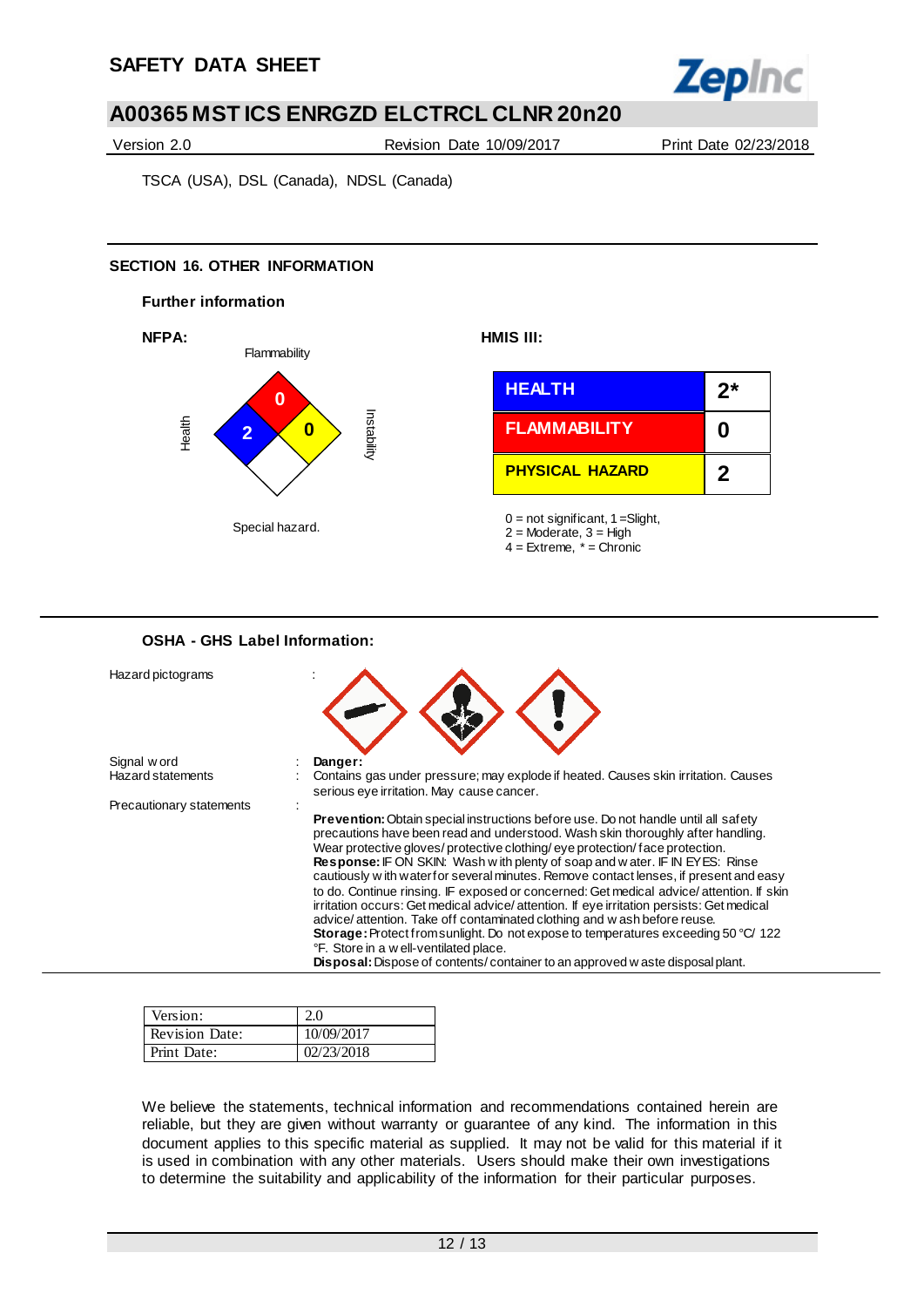TSCA (USA), DSL (Canada), NDSL (Canada)

## SECTION 16. OTHER INFORMATION

### Further information

**NFPA:**

Flammability: 0

Health: 2

Instability: 0

Special hazard.

**HMIS III:**

| HEALTH | 2* |
|---|---|
| FLAMMABILITY | 0 |
| PHYSICAL HAZARD | 2 |

0 = not significant, 1 =Slight,
2 = Moderate, 3 = High
4 = Extreme, * = Chronic

### OSHA - GHS Label Information:

Hazard pictograms :

Signal word : **Danger:**

Hazard statements : Contains gas under pressure; may explode if heated. Causes skin irritation. Causes serious eye irritation. May cause cancer.

Precautionary statements :

**Prevention:** Obtain special instructions before use. Do not handle until all safety precautions have been read and understood. Wash skin thoroughly after handling. Wear protective gloves/ protective clothing/ eye protection/ face protection.
**Response:** IF ON SKIN: Wash with plenty of soap and water. IF IN EYES: Rinse cautiously with water for several minutes. Remove contact lenses, if present and easy to do. Continue rinsing. IF exposed or concerned: Get medical advice/ attention. If skin irritation occurs: Get medical advice/ attention. If eye irritation persists: Get medical advice/ attention. Take off contaminated clothing and wash before reuse.
**Storage:** Protect from sunlight. Do not expose to temperatures exceeding 50 °C/ 122 °F. Store in a well-ventilated place.
**Disposal:** Dispose of contents/ container to an approved waste disposal plant.

| Version: | 2.0 |
|---|---|
| Revision Date: | 10/09/2017 |
| Print Date: | 02/23/2018 |

We believe the statements, technical information and recommendations contained herein are reliable, but they are given without warranty or guarantee of any kind. The information in this document applies to this specific material as supplied. It may not be valid for this material if it is used in combination with any other materials. Users should make their own investigations to determine the suitability and applicability of the information for their particular purposes.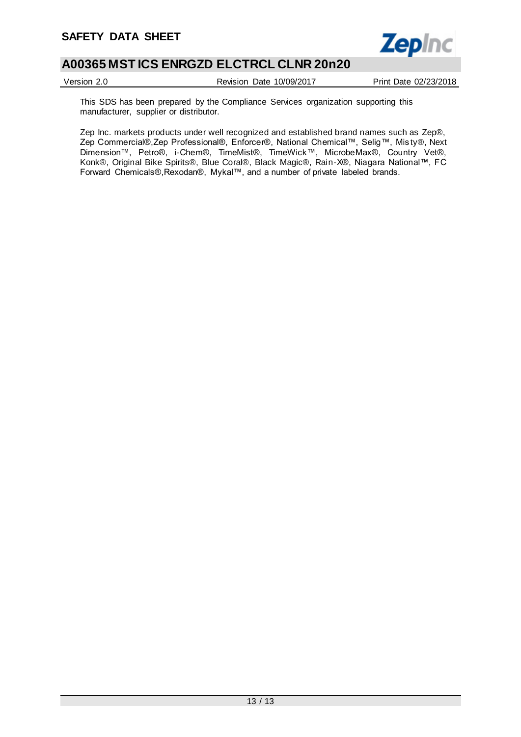This SDS has been prepared by the Compliance Services organization supporting this manufacturer, supplier or distributor.

Zep Inc. markets products under well recognized and established brand names such as Zep®, Zep Commercial®,Zep Professional®, Enforcer®, National Chemical™, Selig™, Misty®, Next Dimension™, Petro®, i-Chem®, TimeMist®, TimeWick™, MicrobeMax®, Country Vet®, Konk®, Original Bike Spirits®, Blue Coral®, Black Magic®, Rain-X®, Niagara National™, FC Forward Chemicals®,Rexodan®, Mykal™, and a number of private labeled brands.